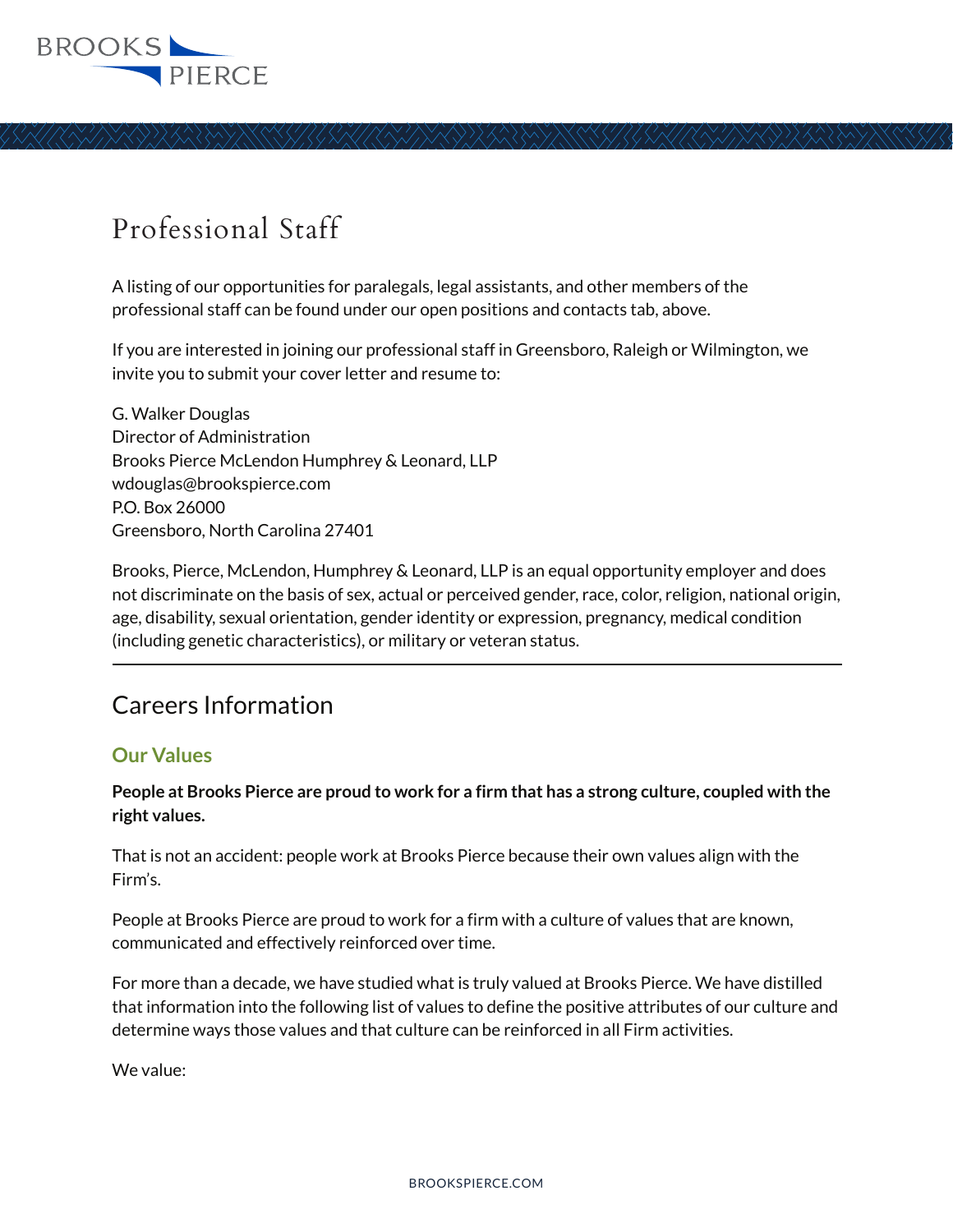# Professional Staff

A listing of our opportunities for paralegals, legal assistants, and other members of the professional staff can be found under our open positions and contacts tab, above.

If you are interested in joining our professional staff in Greensboro, Raleigh or Wilmington, we invite you to submit your cover letter and resume to:

G. Walker Douglas
Director of Administration
Brooks Pierce McLendon Humphrey & Leonard, LLP
wdouglas@brookspierce.com
P.O. Box 26000
Greensboro, North Carolina 27401

Brooks, Pierce, McLendon, Humphrey & Leonard, LLP is an equal opportunity employer and does not discriminate on the basis of sex, actual or perceived gender, race, color, religion, national origin, age, disability, sexual orientation, gender identity or expression, pregnancy, medical condition (including genetic characteristics), or military or veteran status.

---

## Careers Information

### Our Values

**People at Brooks Pierce are proud to work for a firm that has a strong culture, coupled with the right values.**

That is not an accident: people work at Brooks Pierce because their own values align with the Firm's.

People at Brooks Pierce are proud to work for a firm with a culture of values that are known, communicated and effectively reinforced over time.

For more than a decade, we have studied what is truly valued at Brooks Pierce. We have distilled that information into the following list of values to define the positive attributes of our culture and determine ways those values and that culture can be reinforced in all Firm activities.

We value: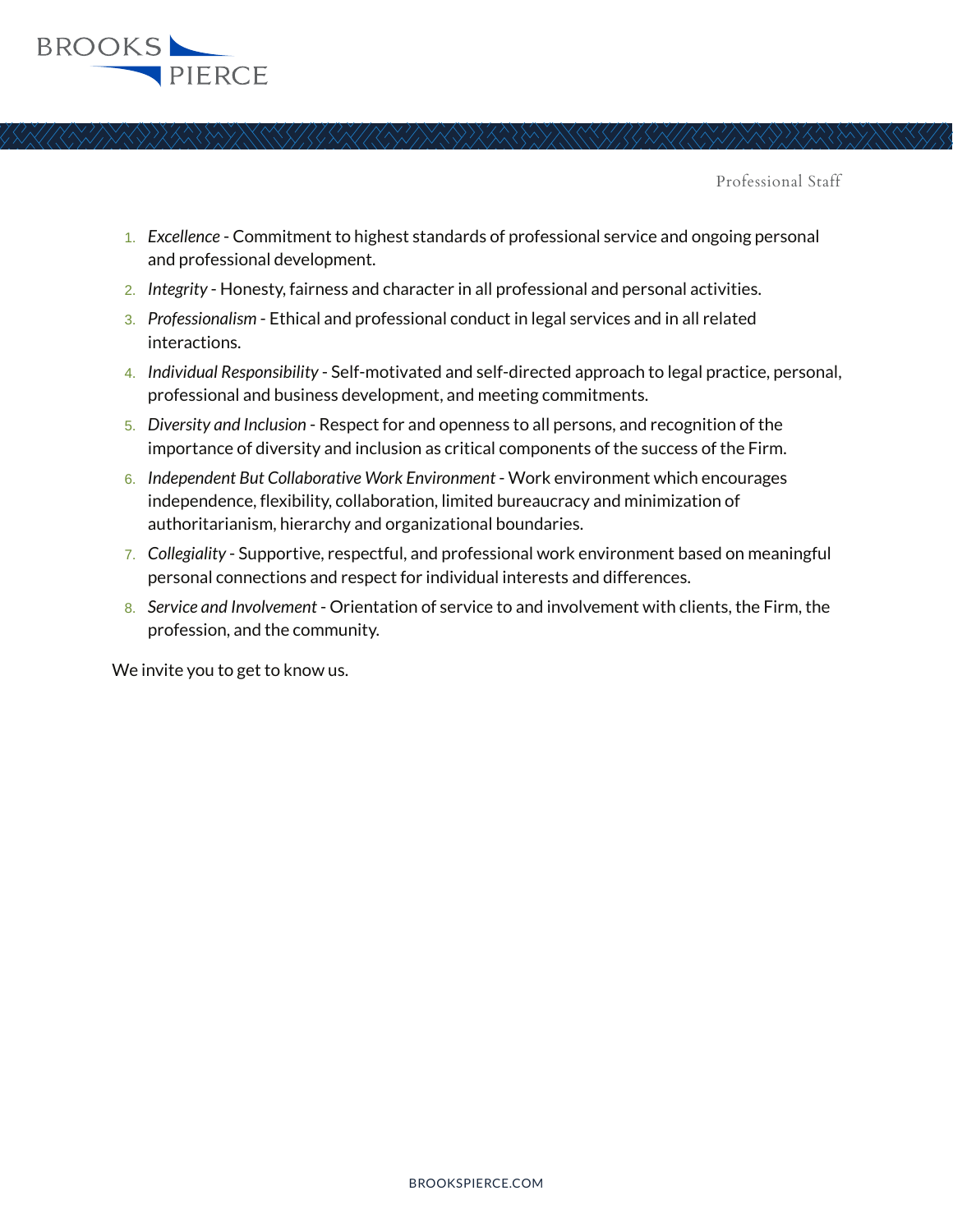1. *Excellence* - Commitment to highest standards of professional service and ongoing personal and professional development.
2. *Integrity* - Honesty, fairness and character in all professional and personal activities.
3. *Professionalism* - Ethical and professional conduct in legal services and in all related interactions.
4. *Individual Responsibility* - Self-motivated and self-directed approach to legal practice, personal, professional and business development, and meeting commitments.
5. *Diversity and Inclusion* - Respect for and openness to all persons, and recognition of the importance of diversity and inclusion as critical components of the success of the Firm.
6. *Independent But Collaborative Work Environment* - Work environment which encourages independence, flexibility, collaboration, limited bureaucracy and minimization of authoritarianism, hierarchy and organizational boundaries.
7. *Collegiality* - Supportive, respectful, and professional work environment based on meaningful personal connections and respect for individual interests and differences.
8. *Service and Involvement* - Orientation of service to and involvement with clients, the Firm, the profession, and the community.

We invite you to get to know us.